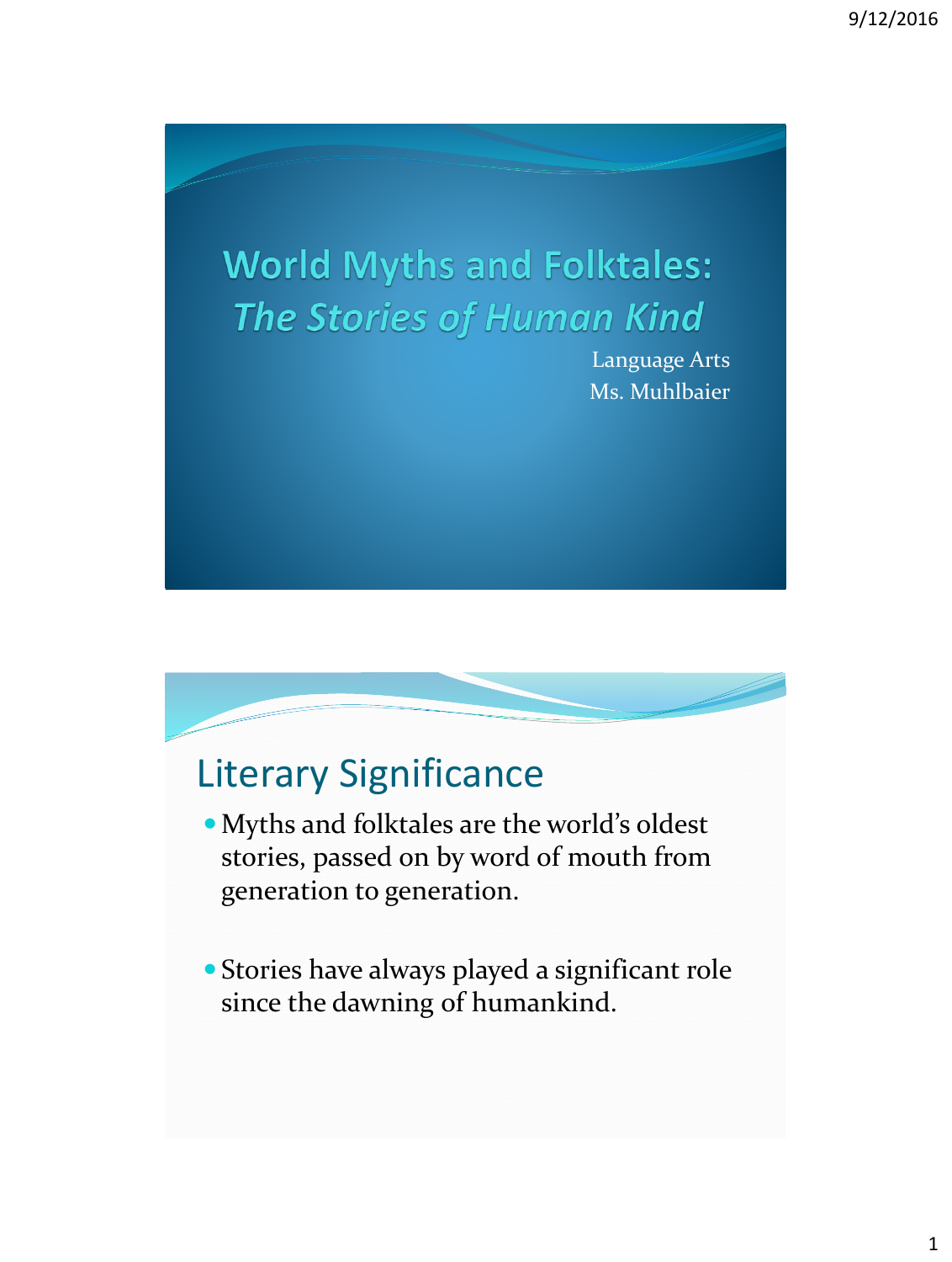# World Myths and Folktales: *The Stories of Human Kind*

Language Arts
Ms. Muhlbaier

## Literary Significance

- Myths and folktales are the world's oldest stories, passed on by word of mouth from generation to generation.

- Stories have always played a significant role since the dawning of humankind.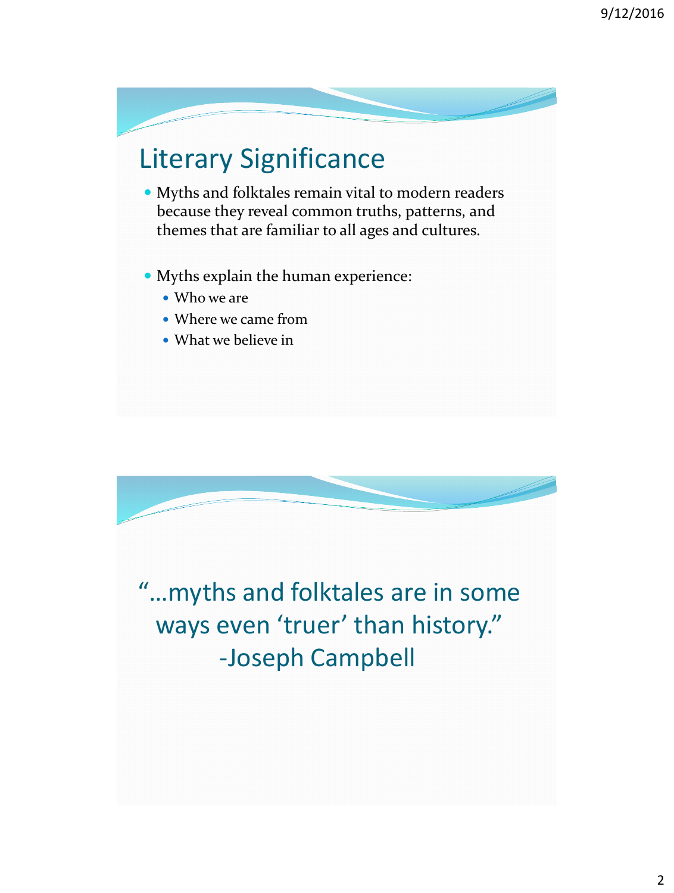## Literary Significance

- Myths and folktales remain vital to modern readers because they reveal common truths, patterns, and themes that are familiar to all ages and cultures.
- Myths explain the human experience:
  - Who we are
  - Where we came from
  - What we believe in

"…myths and folktales are in some ways even 'truer' than history."
-Joseph Campbell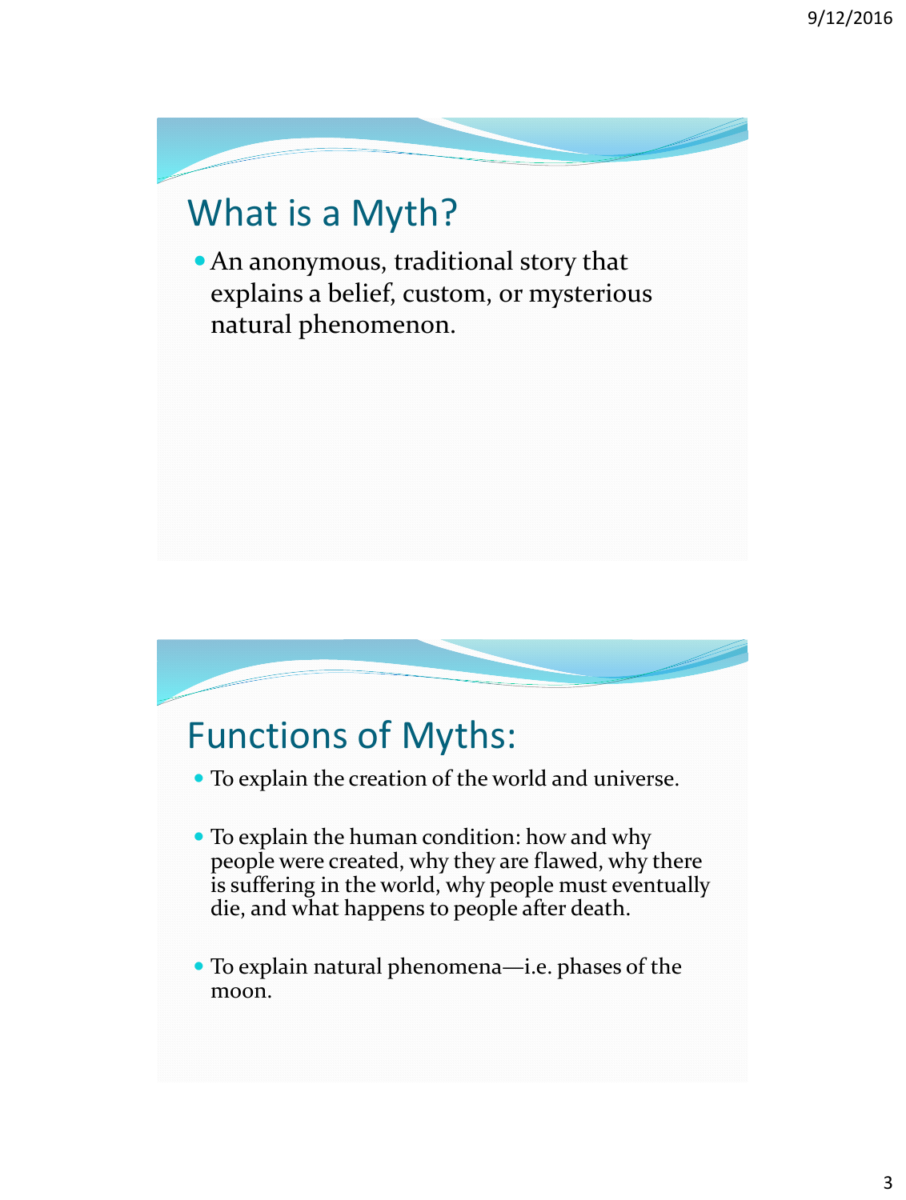## What is a Myth?

- An anonymous, traditional story that explains a belief, custom, or mysterious natural phenomenon.

## Functions of Myths:

- To explain the creation of the world and universe.
- To explain the human condition: how and why people were created, why they are flawed, why there is suffering in the world, why people must eventually die, and what happens to people after death.
- To explain natural phenomena—i.e. phases of the moon.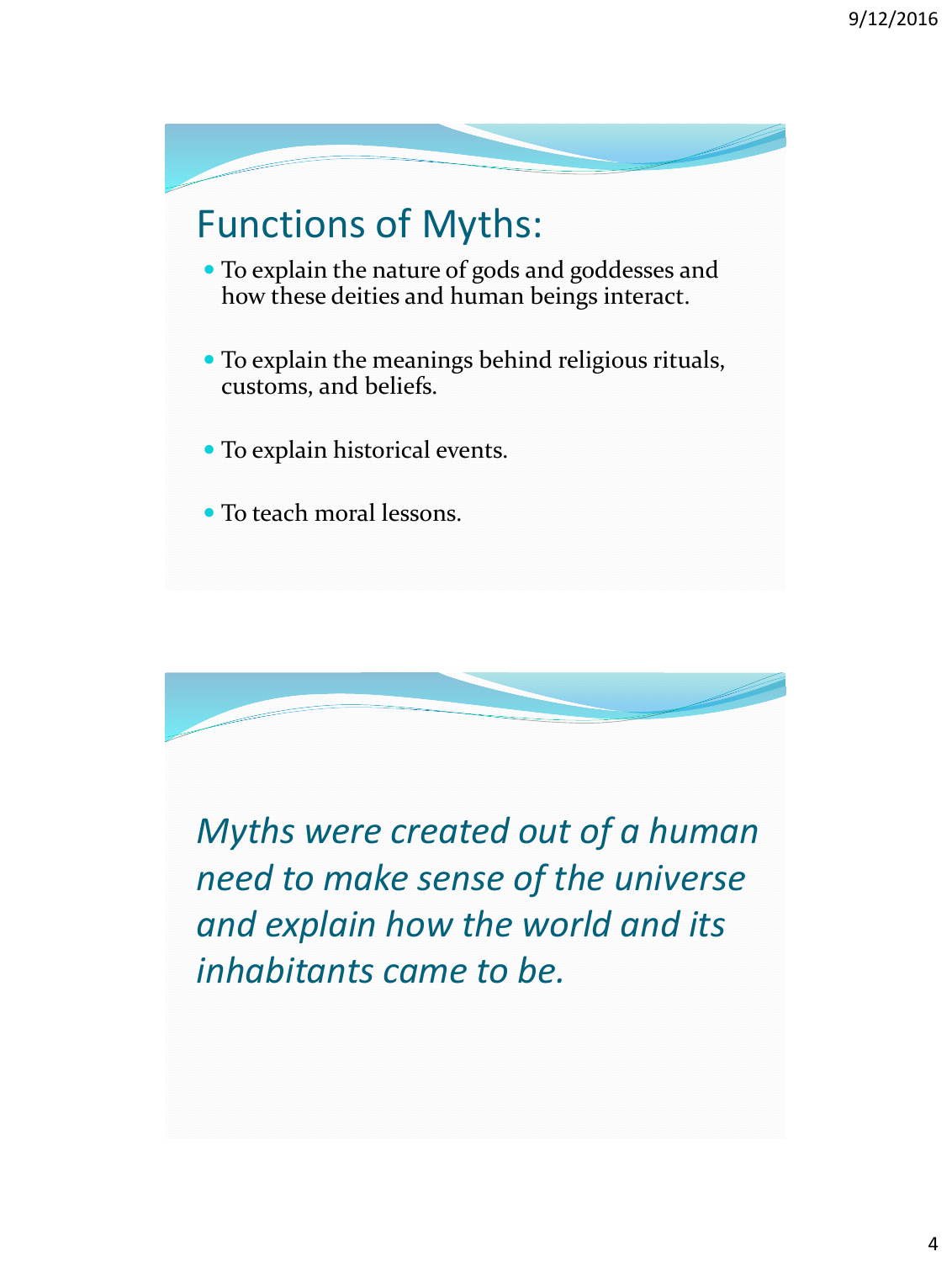## Functions of Myths:

- To explain the nature of gods and goddesses and how these deities and human beings interact.
- To explain the meanings behind religious rituals, customs, and beliefs.
- To explain historical events.
- To teach moral lessons.

*Myths were created out of a human need to make sense of the universe and explain how the world and its inhabitants came to be.*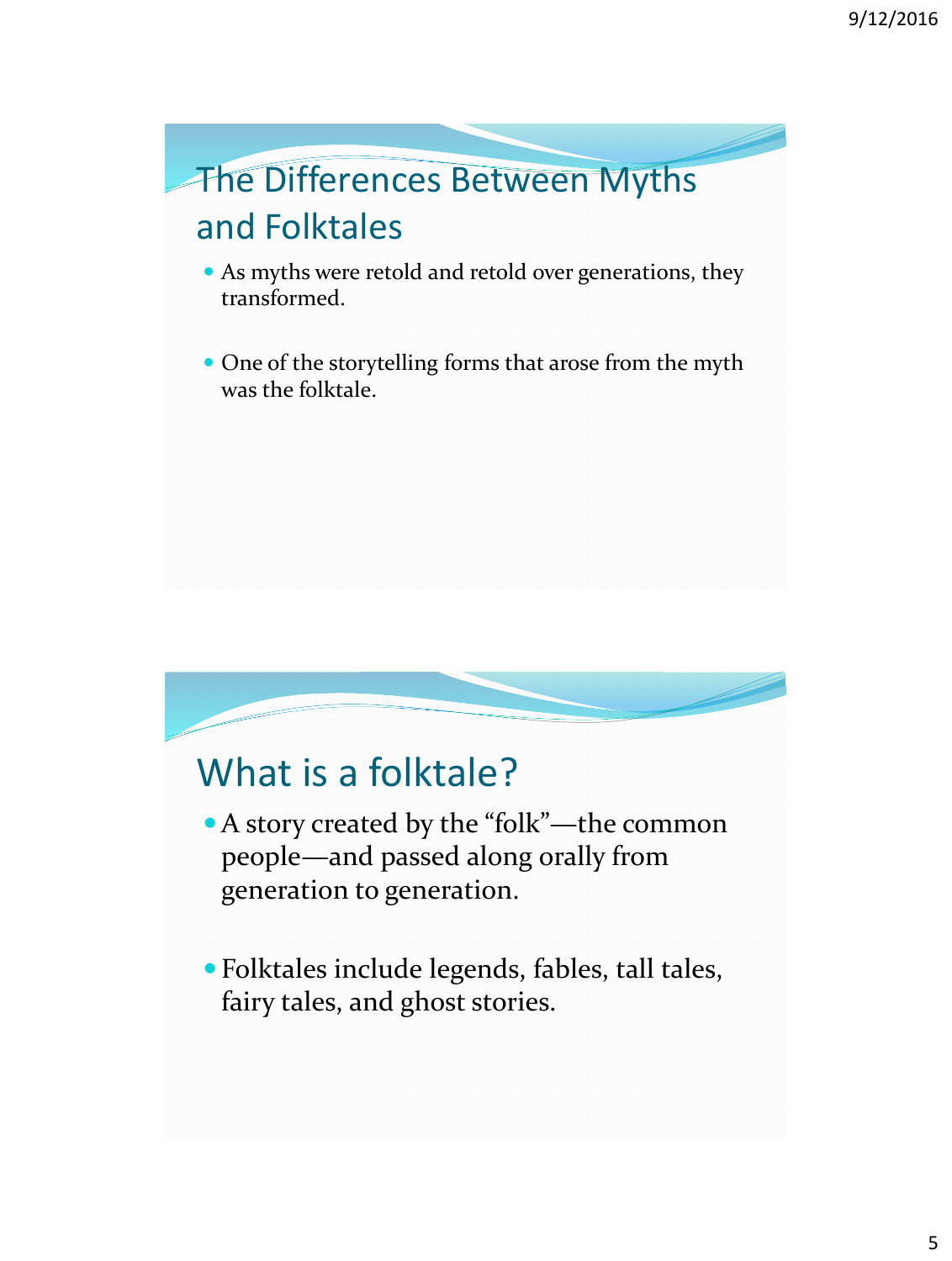## The Differences Between Myths and Folktales

- As myths were retold and retold over generations, they transformed.
- One of the storytelling forms that arose from the myth was the folktale.

## What is a folktale?

- A story created by the "folk"—the common people—and passed along orally from generation to generation.
- Folktales include legends, fables, tall tales, fairy tales, and ghost stories.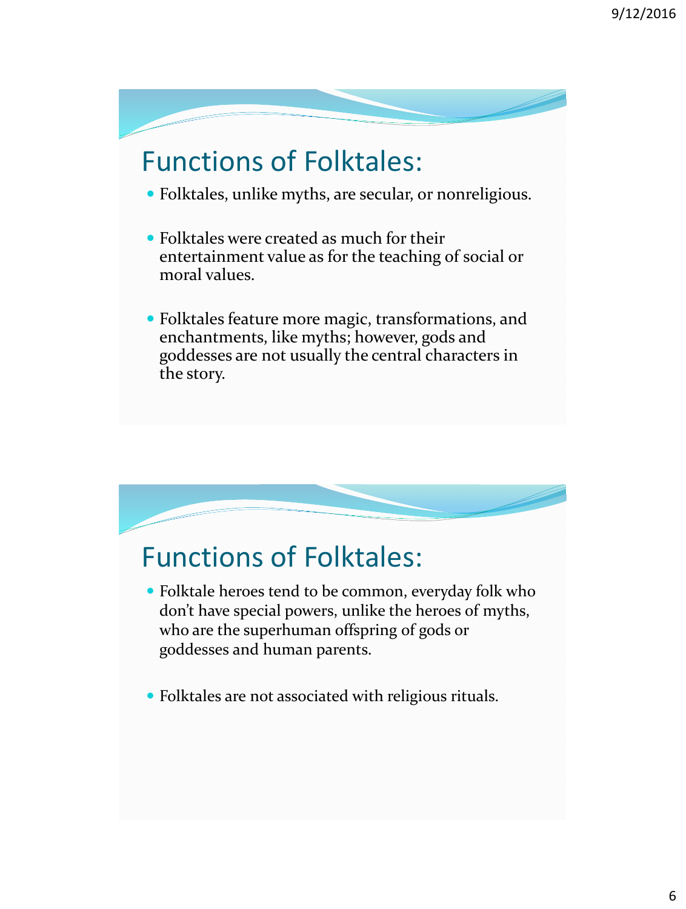## Functions of Folktales:

- Folktales, unlike myths, are secular, or nonreligious.
- Folktales were created as much for their entertainment value as for the teaching of social or moral values.
- Folktales feature more magic, transformations, and enchantments, like myths; however, gods and goddesses are not usually the central characters in the story.

## Functions of Folktales:

- Folktale heroes tend to be common, everyday folk who don't have special powers, unlike the heroes of myths, who are the superhuman offspring of gods or goddesses and human parents.
- Folktales are not associated with religious rituals.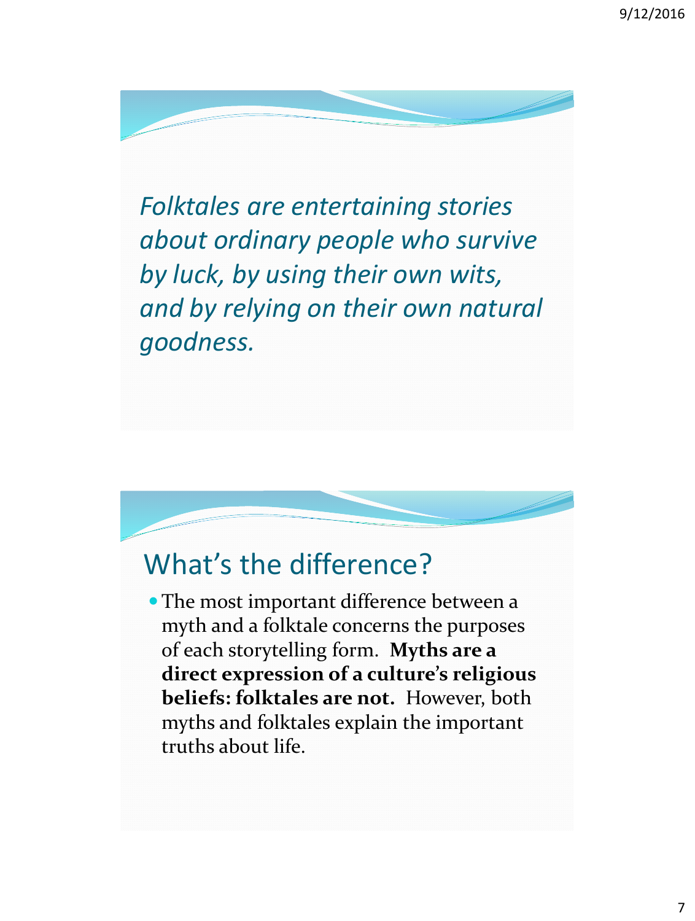*Folktales are entertaining stories about ordinary people who survive by luck, by using their own wits, and by relying on their own natural goodness.*

## What's the difference?

- The most important difference between a myth and a folktale concerns the purposes of each storytelling form. **Myths are a direct expression of a culture's religious beliefs: folktales are not.** However, both myths and folktales explain the important truths about life.